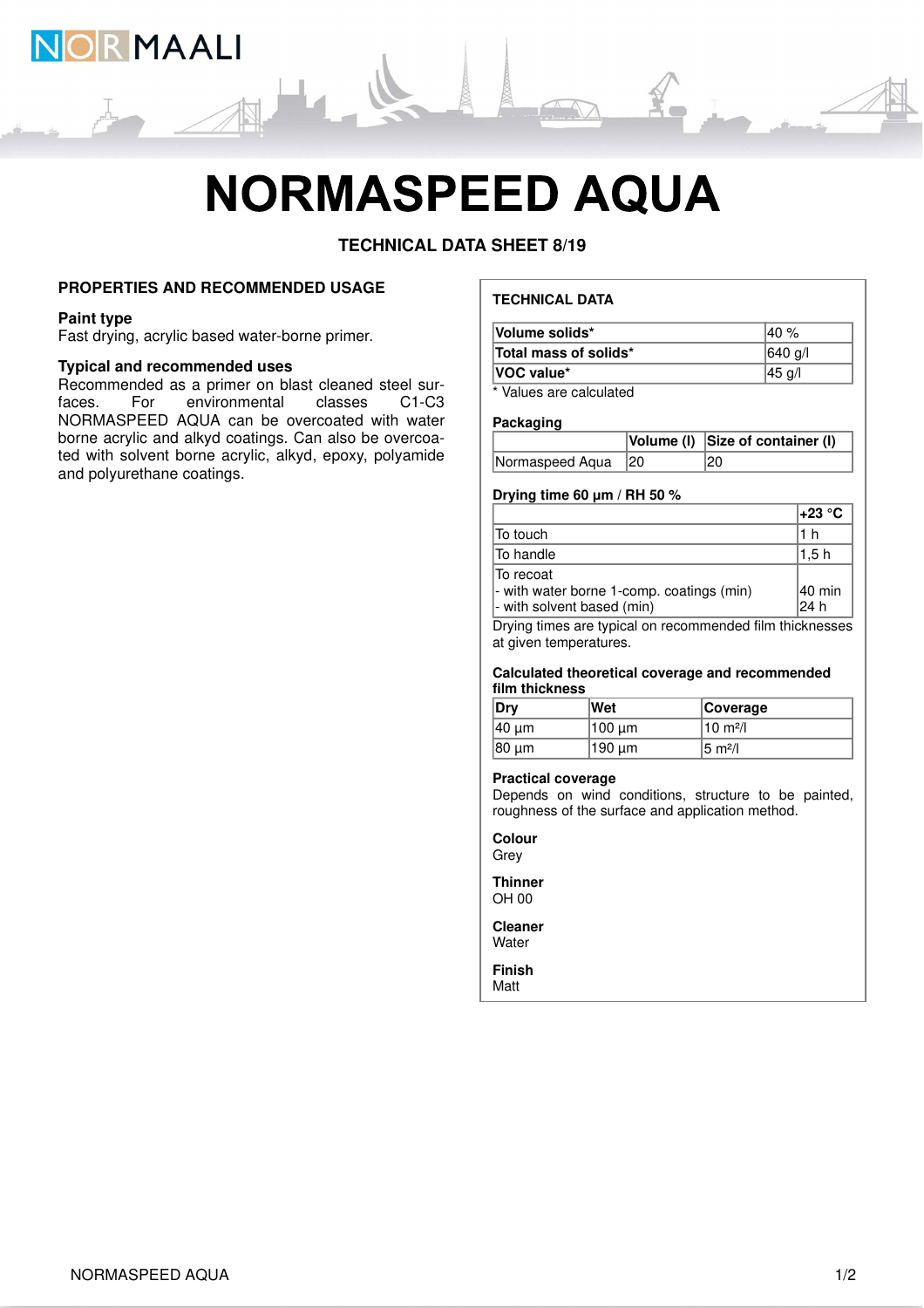# NORMASPEED AQUA

**TECHNICAL DATA SHEET 8/19**

## PROPERTIES AND RECOMMENDED USAGE

### Paint type

Fast drying, acrylic based water-borne primer.

### Typical and recommended uses

Recommended as a primer on blast cleaned steel surfaces. For environmental classes C1-C3 NORMASPEED AQUA can be overcoated with water borne acrylic and alkyd coatings. Can also be overcoated with solvent borne acrylic, alkyd, epoxy, polyamide and polyurethane coatings.

## TECHNICAL DATA

| | |
|---|---|
| **Volume solids*** | 40 % |
| **Total mass of solids*** | 640 g/l |
| **VOC value*** | 45 g/l |

* Values are calculated

### Packaging

| | Volume (l) | Size of container (l) |
|---|---|---|
| Normaspeed Aqua | 20 | 20 |

### Drying time 60 µm / RH 50 %

| | +23 °C |
|---|---|
| To touch | 1 h |
| To handle | 1,5 h |
| To recoat<br>- with water borne 1-comp. coatings (min)<br>- with solvent based (min) | <br>40 min<br>24 h |

Drying times are typical on recommended film thicknesses at given temperatures.

### Calculated theoretical coverage and recommended film thickness

| Dry | Wet | Coverage |
|---|---|---|
| 40 µm | 100 µm | 10 m²/l |
| 80 µm | 190 µm | 5 m²/l |

### Practical coverage

Depends on wind conditions, structure to be painted, roughness of the surface and application method.

### Colour

Grey

### Thinner

OH 00

### Cleaner

Water

### Finish

Matt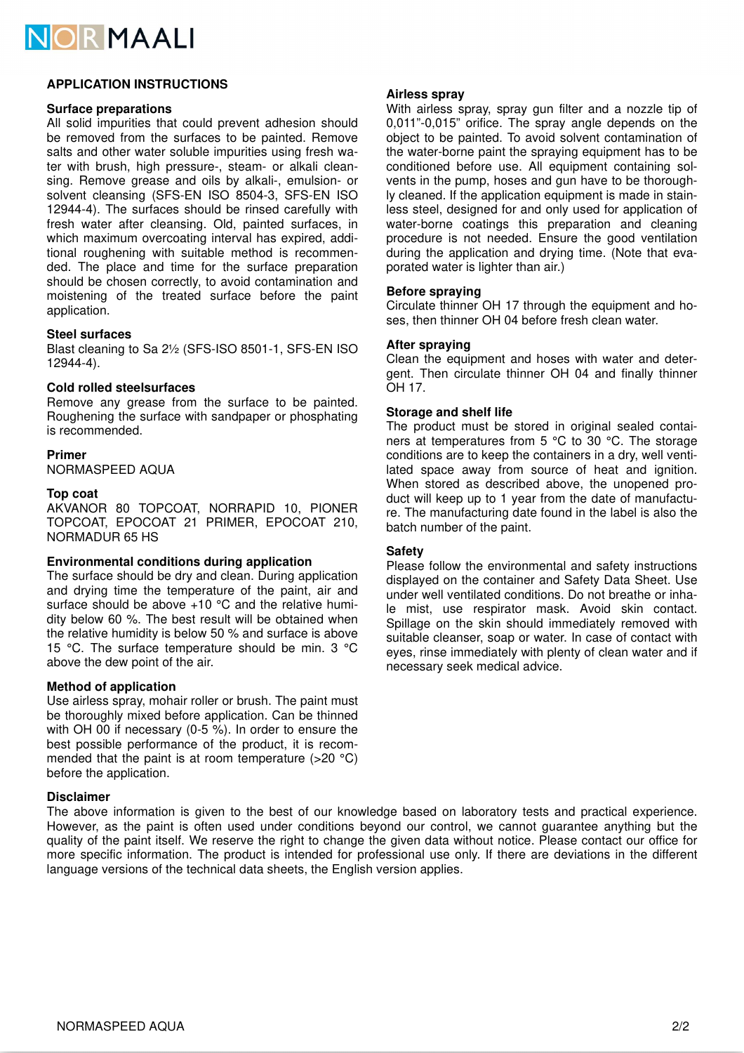## APPLICATION INSTRUCTIONS

### Surface preparations

All solid impurities that could prevent adhesion should be removed from the surfaces to be painted. Remove salts and other water soluble impurities using fresh water with brush, high pressure-, steam- or alkali cleansing. Remove grease and oils by alkali-, emulsion- or solvent cleansing (SFS-EN ISO 8504-3, SFS-EN ISO 12944-4). The surfaces should be rinsed carefully with fresh water after cleansing. Old, painted surfaces, in which maximum overcoating interval has expired, additional roughening with suitable method is recommended. The place and time for the surface preparation should be chosen correctly, to avoid contamination and moistening of the treated surface before the paint application.

### Steel surfaces

Blast cleaning to Sa 2½ (SFS-ISO 8501-1, SFS-EN ISO 12944-4).

### Cold rolled steelsurfaces

Remove any grease from the surface to be painted. Roughening the surface with sandpaper or phosphating is recommended.

### Primer

NORMASPEED AQUA

### Top coat

AKVANOR 80 TOPCOAT, NORRAPID 10, PIONER TOPCOAT, EPOCOAT 21 PRIMER, EPOCOAT 210, NORMADUR 65 HS

### Environmental conditions during application

The surface should be dry and clean. During application and drying time the temperature of the paint, air and surface should be above +10 °C and the relative humidity below 60 %. The best result will be obtained when the relative humidity is below 50 % and surface is above 15 °C. The surface temperature should be min. 3 °C above the dew point of the air.

### Method of application

Use airless spray, mohair roller or brush. The paint must be thoroughly mixed before application. Can be thinned with OH 00 if necessary (0-5 %). In order to ensure the best possible performance of the product, it is recommended that the paint is at room temperature (>20 °C) before the application.

### Airless spray

With airless spray, spray gun filter and a nozzle tip of 0,011"-0,015" orifice. The spray angle depends on the object to be painted. To avoid solvent contamination of the water-borne paint the spraying equipment has to be conditioned before use. All equipment containing solvents in the pump, hoses and gun have to be thoroughly cleaned. If the application equipment is made in stainless steel, designed for and only used for application of water-borne coatings this preparation and cleaning procedure is not needed. Ensure the good ventilation during the application and drying time. (Note that evaporated water is lighter than air.)

### Before spraying

Circulate thinner OH 17 through the equipment and hoses, then thinner OH 04 before fresh clean water.

### After spraying

Clean the equipment and hoses with water and detergent. Then circulate thinner OH 04 and finally thinner OH 17.

### Storage and shelf life

The product must be stored in original sealed containers at temperatures from 5 °C to 30 °C. The storage conditions are to keep the containers in a dry, well ventilated space away from source of heat and ignition. When stored as described above, the unopened product will keep up to 1 year from the date of manufacture. The manufacturing date found in the label is also the batch number of the paint.

### Safety

Please follow the environmental and safety instructions displayed on the container and Safety Data Sheet. Use under well ventilated conditions. Do not breathe or inhale mist, use respirator mask. Avoid skin contact. Spillage on the skin should immediately removed with suitable cleanser, soap or water. In case of contact with eyes, rinse immediately with plenty of clean water and if necessary seek medical advice.

### Disclaimer

The above information is given to the best of our knowledge based on laboratory tests and practical experience. However, as the paint is often used under conditions beyond our control, we cannot guarantee anything but the quality of the paint itself. We reserve the right to change the given data without notice. Please contact our office for more specific information. The product is intended for professional use only. If there are deviations in the different language versions of the technical data sheets, the English version applies.